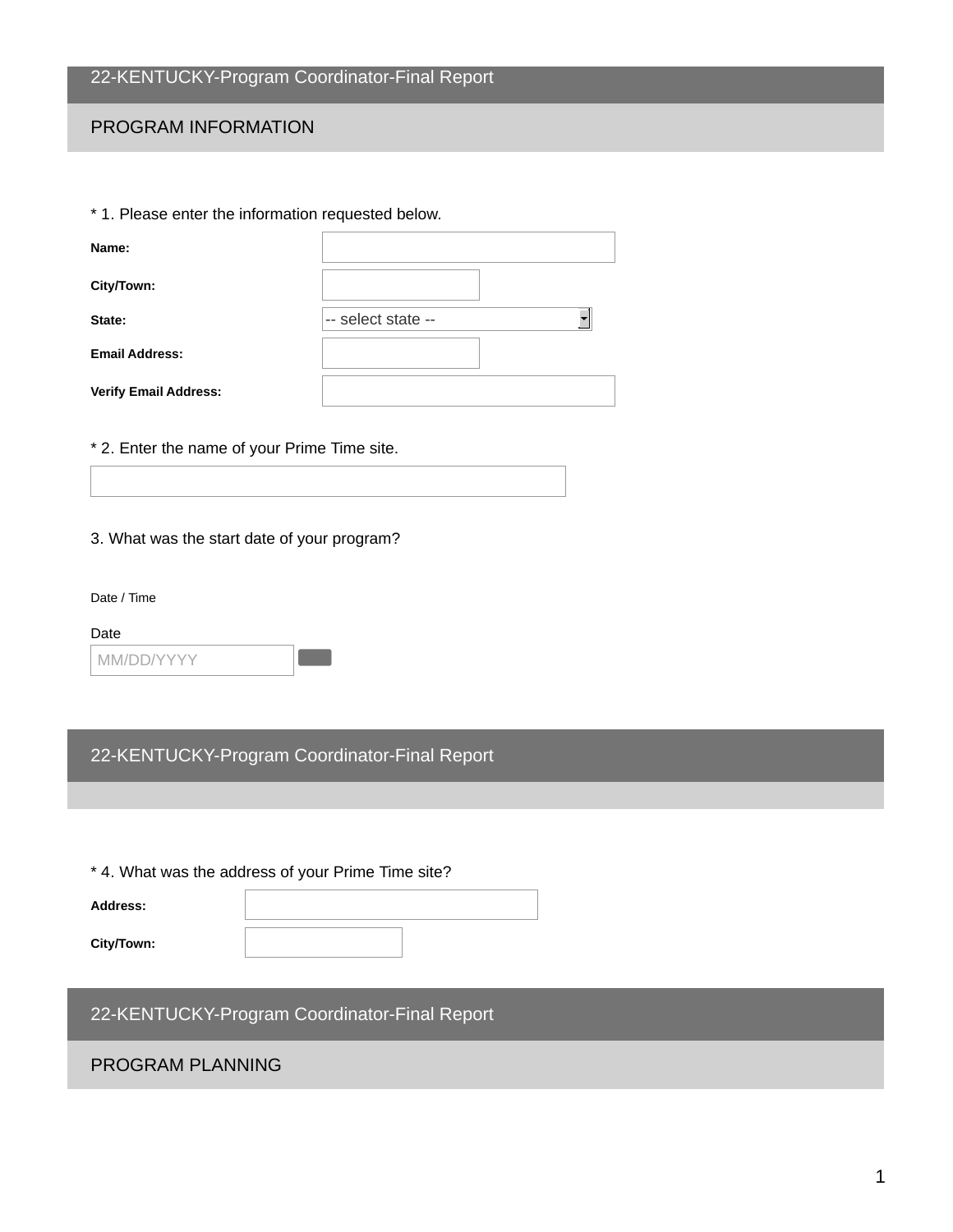# 22-KENTUCKY-Program Coordinator-Final Report

## PROGRAM INFORMATION

\* 1. Please enter the information requested below.

**Name:**

**City/Town:**

**State:** -- select state --

**Email Address:**

**Verify Email Address:**

\* 2. Enter the name of your Prime Time site.

3. What was the start date of your program?

Date / Time

Date

MM/DD/YYYY

# 22-KENTUCKY-Program Coordinator-Final Report

\* 4. What was the address of your Prime Time site?

**Address:**

**City/Town:**

# 22-KENTUCKY-Program Coordinator-Final Report

## PROGRAM PLANNING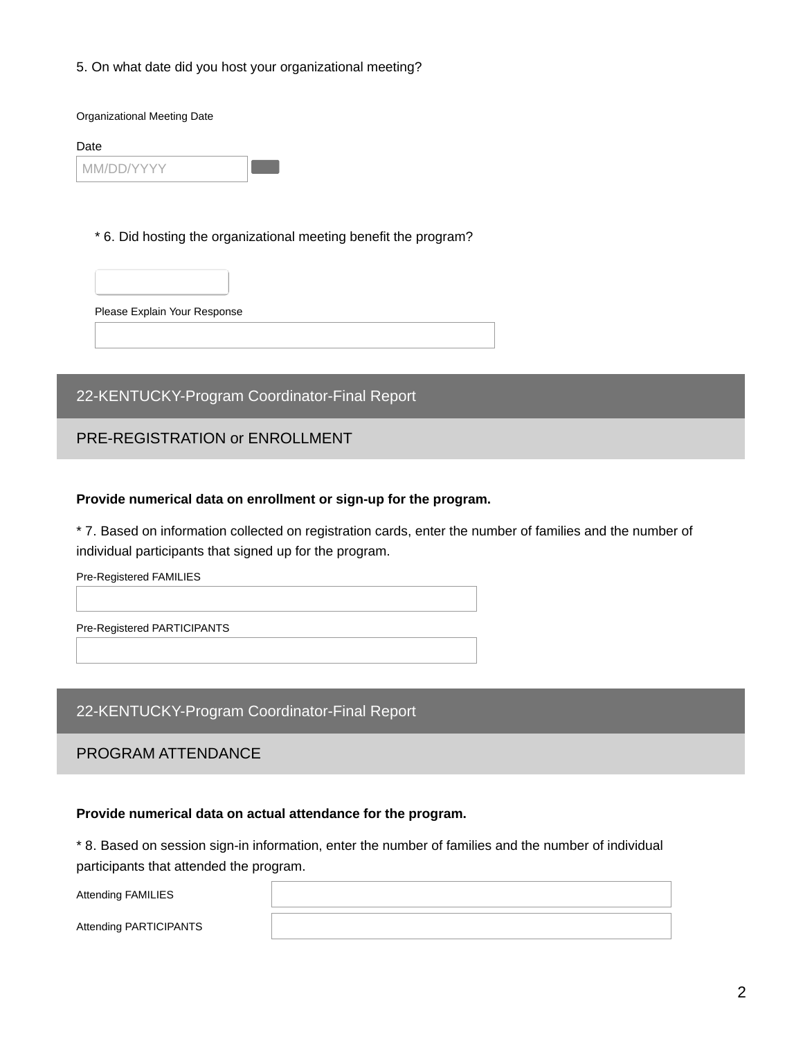5. On what date did you host your organizational meeting?

Organizational Meeting Date

Date

MM/DD/YYYY

* 6. Did hosting the organizational meeting benefit the program?

Please Explain Your Response

## 22-KENTUCKY-Program Coordinator-Final Report

### PRE-REGISTRATION or ENROLLMENT

**Provide numerical data on enrollment or sign-up for the program.**

* 7. Based on information collected on registration cards, enter the number of families and the number of individual participants that signed up for the program.

Pre-Registered FAMILIES

Pre-Registered PARTICIPANTS

## 22-KENTUCKY-Program Coordinator-Final Report

### PROGRAM ATTENDANCE

**Provide numerical data on actual attendance for the program.**

* 8. Based on session sign-in information, enter the number of families and the number of individual participants that attended the program.

Attending FAMILIES

Attending PARTICIPANTS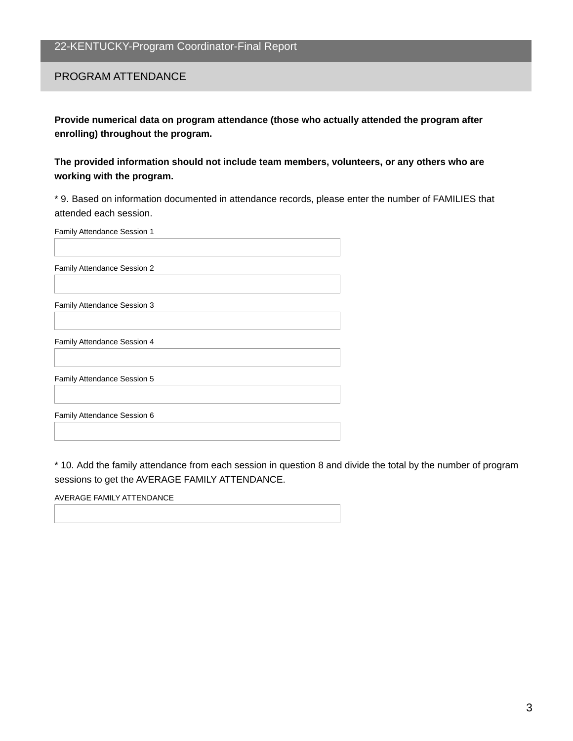## 22-KENTUCKY-Program Coordinator-Final Report

### PROGRAM ATTENDANCE

**Provide numerical data on program attendance (those who actually attended the program after enrolling) throughout the program.**

**The provided information should not include team members, volunteers, or any others who are working with the program.**

* 9. Based on information documented in attendance records, please enter the number of FAMILIES that attended each session.

Family Attendance Session 1

Family Attendance Session 2

Family Attendance Session 3

Family Attendance Session 4

Family Attendance Session 5

Family Attendance Session 6

* 10. Add the family attendance from each session in question 8 and divide the total by the number of program sessions to get the AVERAGE FAMILY ATTENDANCE.

AVERAGE FAMILY ATTENDANCE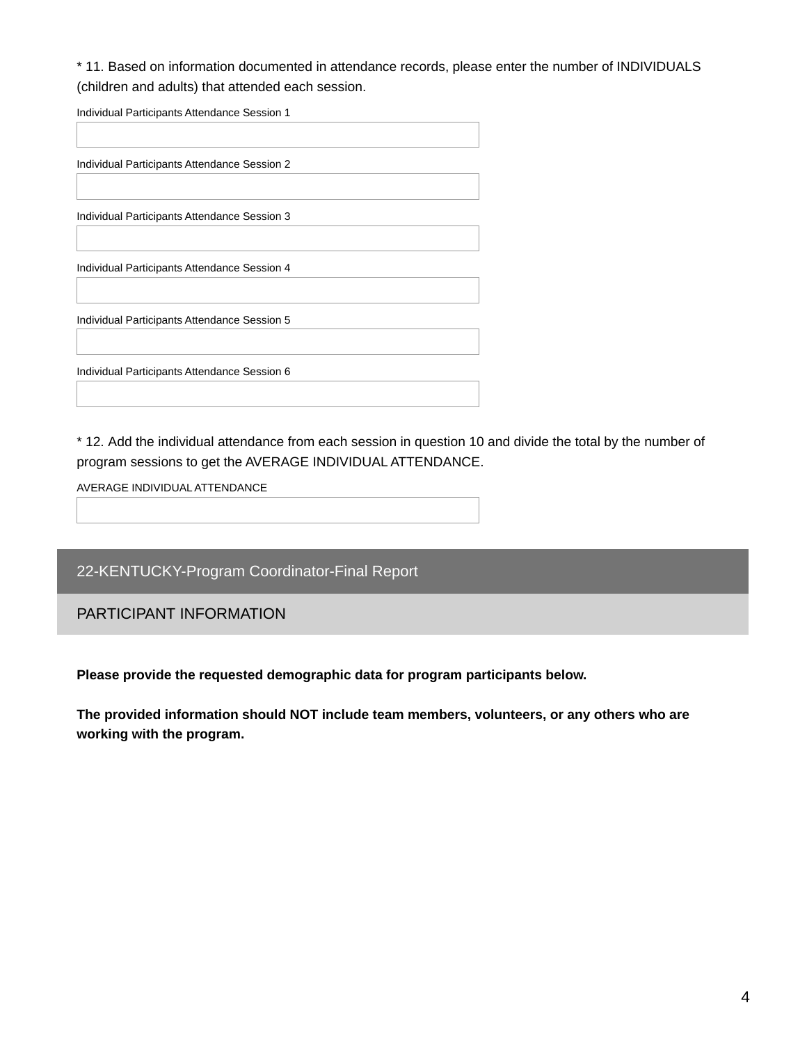\* 11. Based on information documented in attendance records, please enter the number of INDIVIDUALS (children and adults) that attended each session.

Individual Participants Attendance Session 1

Individual Participants Attendance Session 2

Individual Participants Attendance Session 3

Individual Participants Attendance Session 4

Individual Participants Attendance Session 5

Individual Participants Attendance Session 6

\* 12. Add the individual attendance from each session in question 10 and divide the total by the number of program sessions to get the AVERAGE INDIVIDUAL ATTENDANCE.

AVERAGE INDIVIDUAL ATTENDANCE

## 22-KENTUCKY-Program Coordinator-Final Report

### PARTICIPANT INFORMATION

**Please provide the requested demographic data for program participants below.**

**The provided information should NOT include team members, volunteers, or any others who are working with the program.**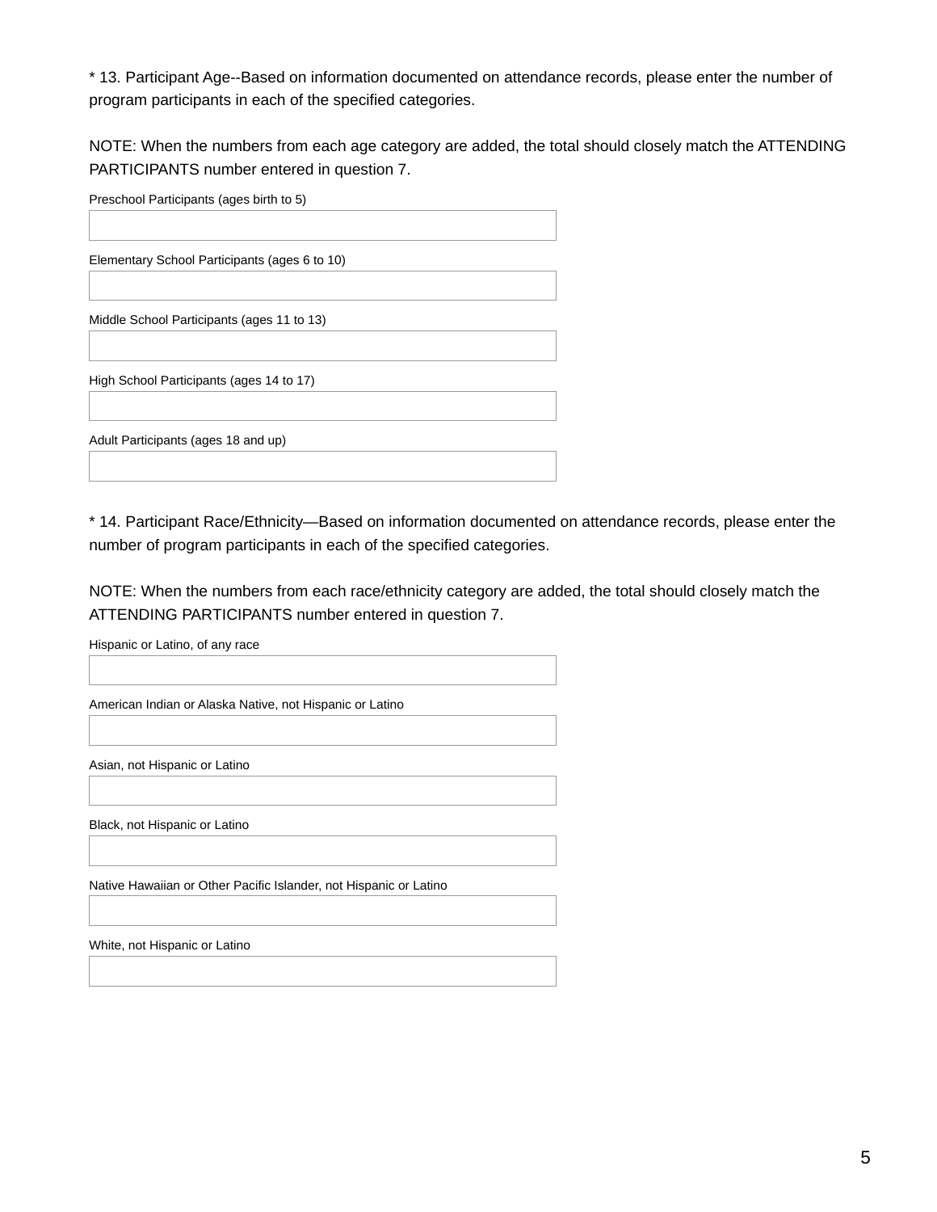* 13. Participant Age--Based on information documented on attendance records, please enter the number of program participants in each of the specified categories.

NOTE: When the numbers from each age category are added, the total should closely match the ATTENDING PARTICIPANTS number entered in question 7.

Preschool Participants (ages birth to 5)

Elementary School Participants (ages 6 to 10)

Middle School Participants (ages 11 to 13)

High School Participants (ages 14 to 17)

Adult Participants (ages 18 and up)

* 14. Participant Race/Ethnicity—Based on information documented on attendance records, please enter the number of program participants in each of the specified categories.

NOTE: When the numbers from each race/ethnicity category are added, the total should closely match the ATTENDING PARTICIPANTS number entered in question 7.

Hispanic or Latino, of any race

American Indian or Alaska Native, not Hispanic or Latino

Asian, not Hispanic or Latino

Black, not Hispanic or Latino

Native Hawaiian or Other Pacific Islander, not Hispanic or Latino

White, not Hispanic or Latino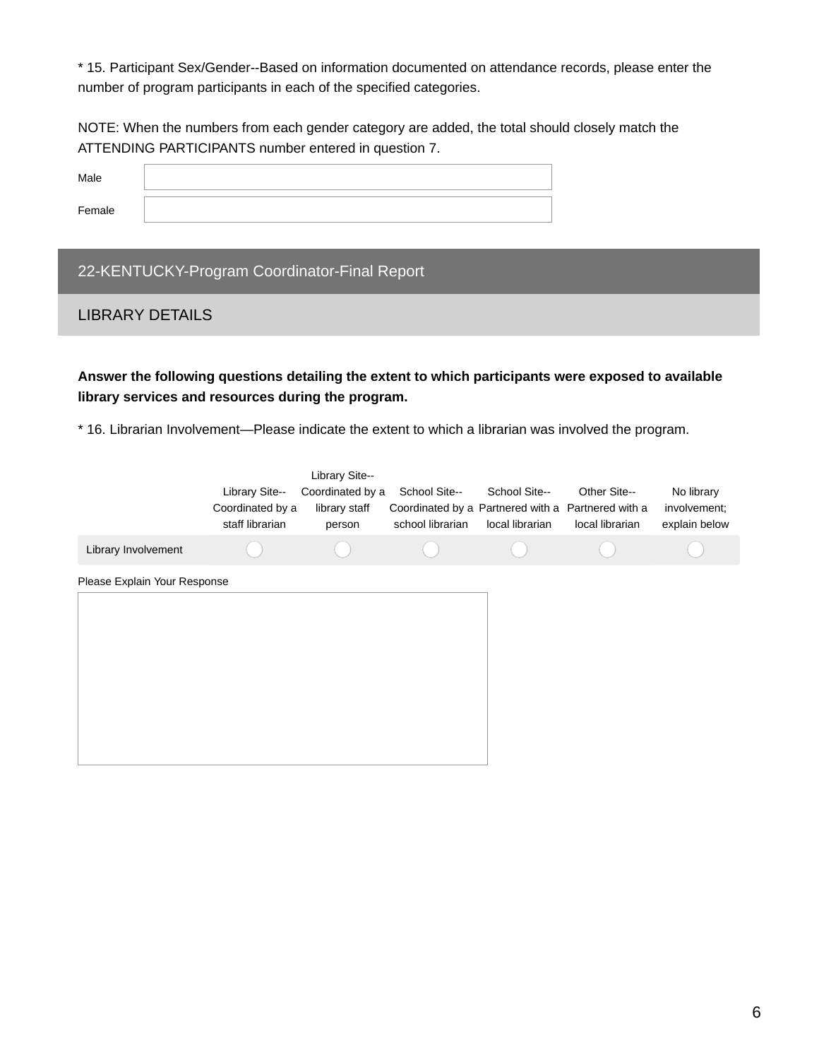* 15. Participant Sex/Gender--Based on information documented on attendance records, please enter the number of program participants in each of the specified categories.

NOTE: When the numbers from each gender category are added, the total should closely match the ATTENDING PARTICIPANTS number entered in question 7.

Male

Female

## 22-KENTUCKY-Program Coordinator-Final Report

### LIBRARY DETAILS

**Answer the following questions detailing the extent to which participants were exposed to available library services and resources during the program.**

* 16. Librarian Involvement—Please indicate the extent to which a librarian was involved the program.

| | Library Site--Coordinated by a staff librarian | Library Site--Coordinated by a library staff person | School Site--Coordinated by a school librarian | School Site--Partnered with a local librarian | Other Site--Partnered with a local librarian | No library involvement; explain below |
|---|---|---|---|---|---|---|
| Library Involvement | ○ | ○ | ○ | ○ | ○ | ○ |

Please Explain Your Response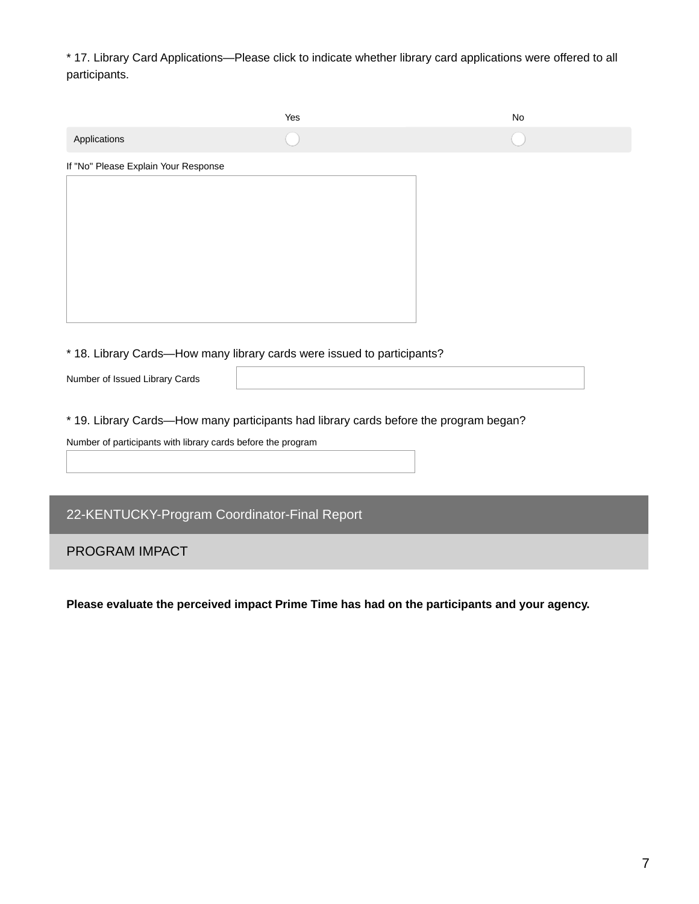* 17. Library Card Applications—Please click to indicate whether library card applications were offered to all participants.

| | Yes | No |
|---|---|---|
| Applications | ○ | ○ |

If "No" Please Explain Your Response

* 18. Library Cards—How many library cards were issued to participants?

Number of Issued Library Cards

* 19. Library Cards—How many participants had library cards before the program began?

Number of participants with library cards before the program

## 22-KENTUCKY-Program Coordinator-Final Report

### PROGRAM IMPACT

**Please evaluate the perceived impact Prime Time has had on the participants and your agency.**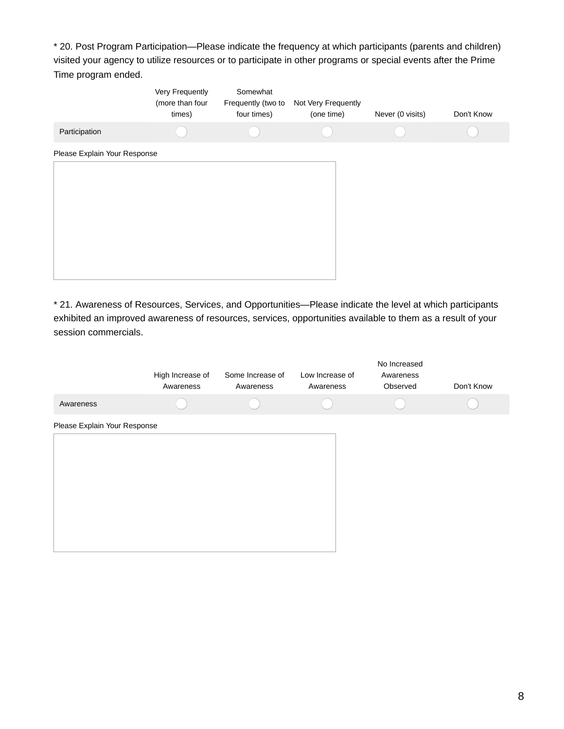* 20. Post Program Participation—Please indicate the frequency at which participants (parents and children) visited your agency to utilize resources or to participate in other programs or special events after the Prime Time program ended.

| | Very Frequently (more than four times) | Somewhat Frequently (two to four times) | Not Very Frequently (one time) | Never (0 visits) | Don't Know |
|---|---|---|---|---|---|
| Participation | ○ | ○ | ○ | ○ | ○ |

Please Explain Your Response

* 21. Awareness of Resources, Services, and Opportunities—Please indicate the level at which participants exhibited an improved awareness of resources, services, opportunities available to them as a result of your session commercials.

| | High Increase of Awareness | Some Increase of Awareness | Low Increase of Awareness | No Increased Awareness Observed | Don't Know |
|---|---|---|---|---|---|
| Awareness | ○ | ○ | ○ | ○ | ○ |

Please Explain Your Response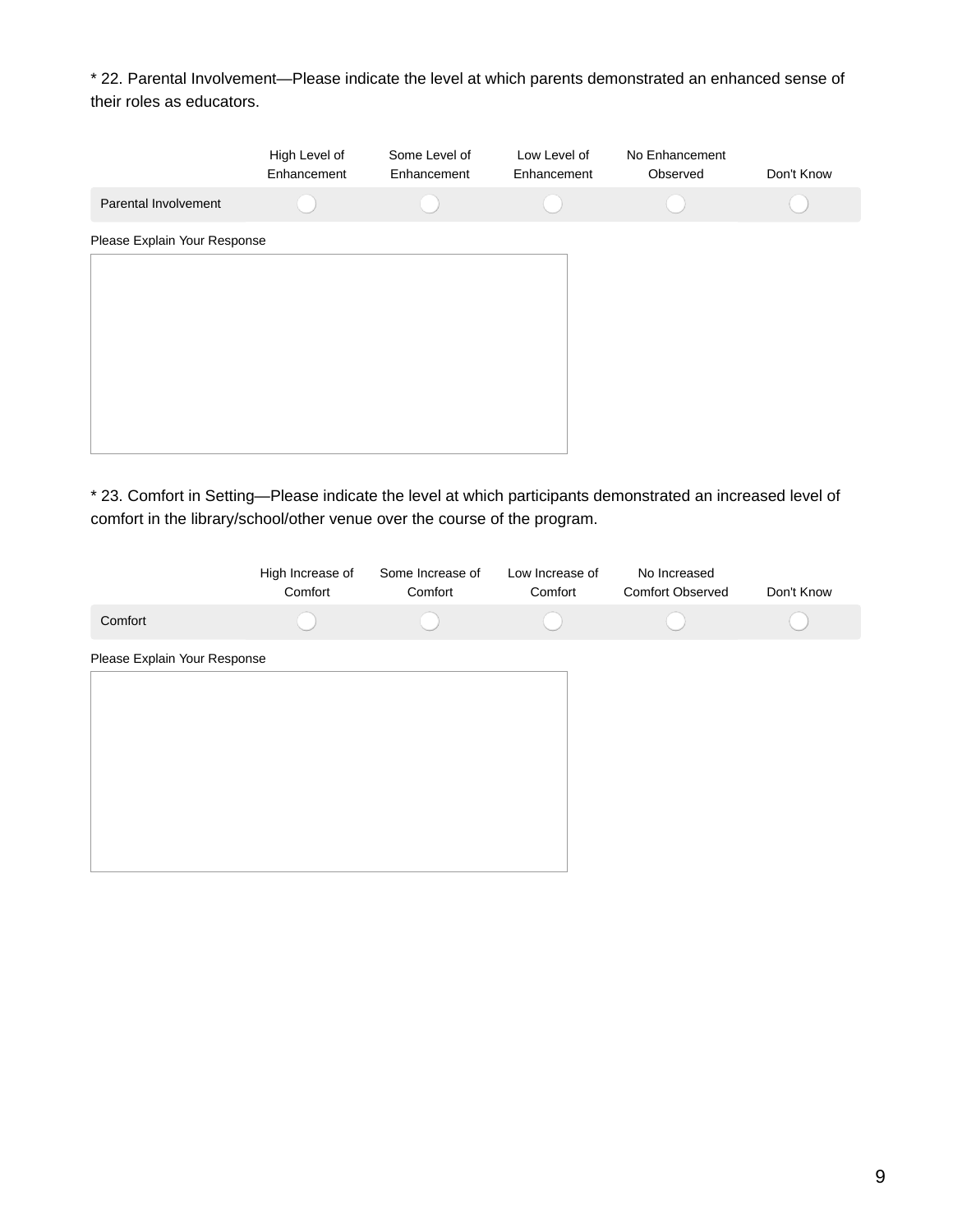* 22. Parental Involvement—Please indicate the level at which parents demonstrated an enhanced sense of their roles as educators.

| | High Level of Enhancement | Some Level of Enhancement | Low Level of Enhancement | No Enhancement Observed | Don't Know |
|---|---|---|---|---|---|
| Parental Involvement | ◯ | ◯ | ◯ | ◯ | ◯ |

Please Explain Your Response

* 23. Comfort in Setting—Please indicate the level at which participants demonstrated an increased level of comfort in the library/school/other venue over the course of the program.

| | High Increase of Comfort | Some Increase of Comfort | Low Increase of Comfort | No Increased Comfort Observed | Don't Know |
|---|---|---|---|---|---|
| Comfort | ◯ | ◯ | ◯ | ◯ | ◯ |

Please Explain Your Response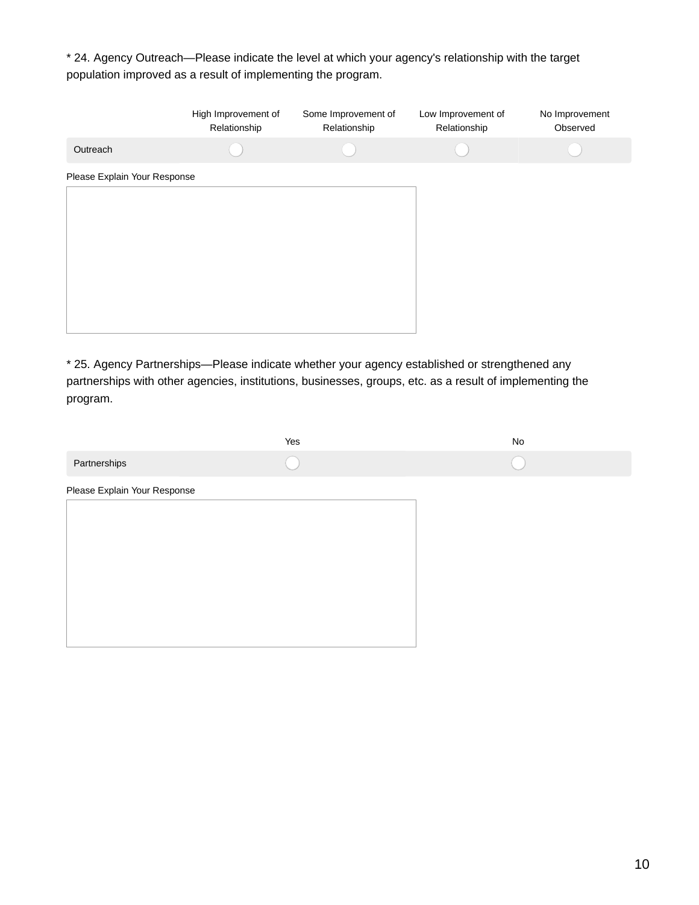* 24. Agency Outreach—Please indicate the level at which your agency's relationship with the target population improved as a result of implementing the program.

| | High Improvement of Relationship | Some Improvement of Relationship | Low Improvement of Relationship | No Improvement Observed |
|---|---|---|---|---|
| Outreach | ○ | ○ | ○ | ○ |

Please Explain Your Response

* 25. Agency Partnerships—Please indicate whether your agency established or strengthened any partnerships with other agencies, institutions, businesses, groups, etc. as a result of implementing the program.

| | Yes | No |
|---|---|---|
| Partnerships | ○ | ○ |

Please Explain Your Response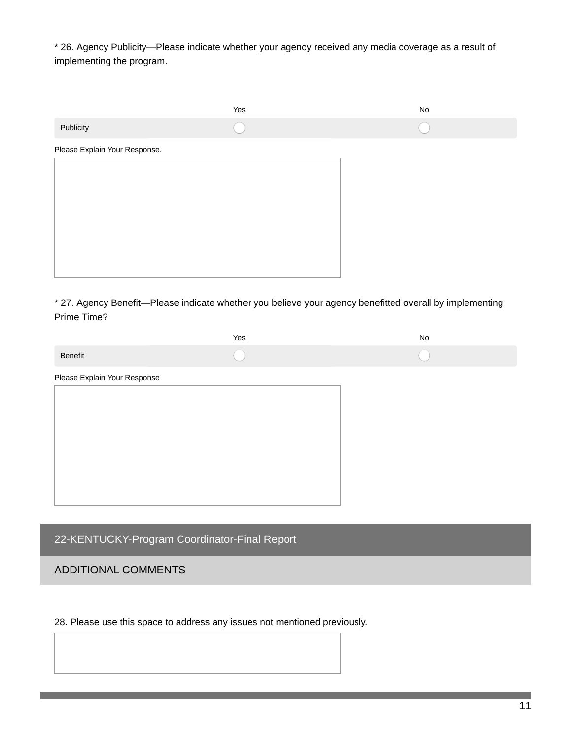\* 26. Agency Publicity—Please indicate whether your agency received any media coverage as a result of implementing the program.

| | Yes | No |
|---|---|---|
| Publicity | ○ | ○ |

Please Explain Your Response.

\* 27. Agency Benefit—Please indicate whether you believe your agency benefitted overall by implementing Prime Time?

| | Yes | No |
|---|---|---|
| Benefit | ○ | ○ |

Please Explain Your Response

## 22-KENTUCKY-Program Coordinator-Final Report

### ADDITIONAL COMMENTS

28. Please use this space to address any issues not mentioned previously.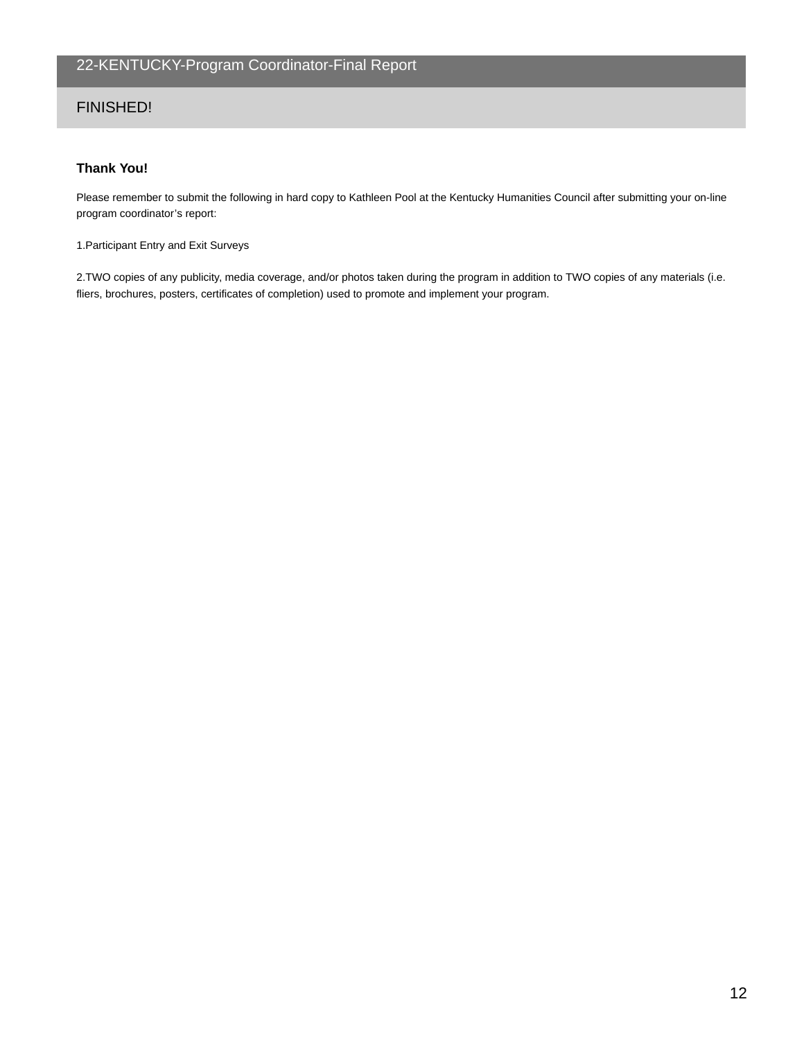## 22-KENTUCKY-Program Coordinator-Final Report

### FINISHED!

**Thank You!**

Please remember to submit the following in hard copy to Kathleen Pool at the Kentucky Humanities Council after submitting your on-line program coordinator's report:

1.Participant Entry and Exit Surveys

2.TWO copies of any publicity, media coverage, and/or photos taken during the program in addition to TWO copies of any materials (i.e. fliers, brochures, posters, certificates of completion) used to promote and implement your program.